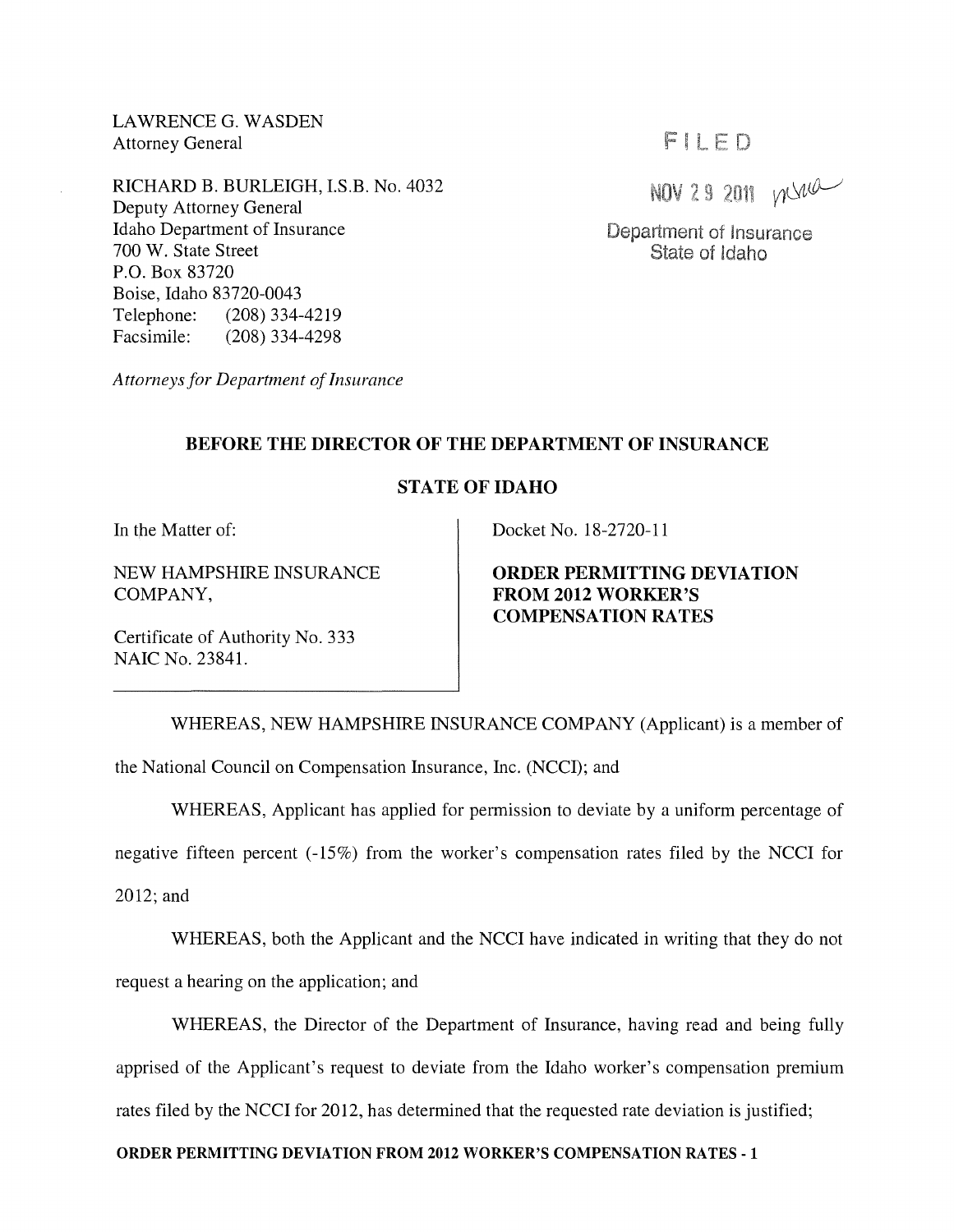LAWRENCE G. WASDEN
Attorney General

RICHARD B. BURLEIGH, I.S.B. No. 4032
Deputy Attorney General
Idaho Department of Insurance
700 W. State Street
P.O. Box 83720
Boise, Idaho 83720-0043
Telephone: (208) 334-4219
Facsimile: (208) 334-4298

*Attorneys for Department of Insurance*

FILED

NOV 29 2011

Department of Insurance
State of Idaho

**BEFORE THE DIRECTOR OF THE DEPARTMENT OF INSURANCE**

**STATE OF IDAHO**

In the Matter of:

NEW HAMPSHIRE INSURANCE COMPANY,

Certificate of Authority No. 333
NAIC No. 23841.

Docket No. 18-2720-11

**ORDER PERMITTING DEVIATION FROM 2012 WORKER'S COMPENSATION RATES**

WHEREAS, NEW HAMPSHIRE INSURANCE COMPANY (Applicant) is a member of the National Council on Compensation Insurance, Inc. (NCCI); and

WHEREAS, Applicant has applied for permission to deviate by a uniform percentage of negative fifteen percent (-15%) from the worker's compensation rates filed by the NCCI for 2012; and

WHEREAS, both the Applicant and the NCCI have indicated in writing that they do not request a hearing on the application; and

WHEREAS, the Director of the Department of Insurance, having read and being fully apprised of the Applicant's request to deviate from the Idaho worker's compensation premium rates filed by the NCCI for 2012, has determined that the requested rate deviation is justified;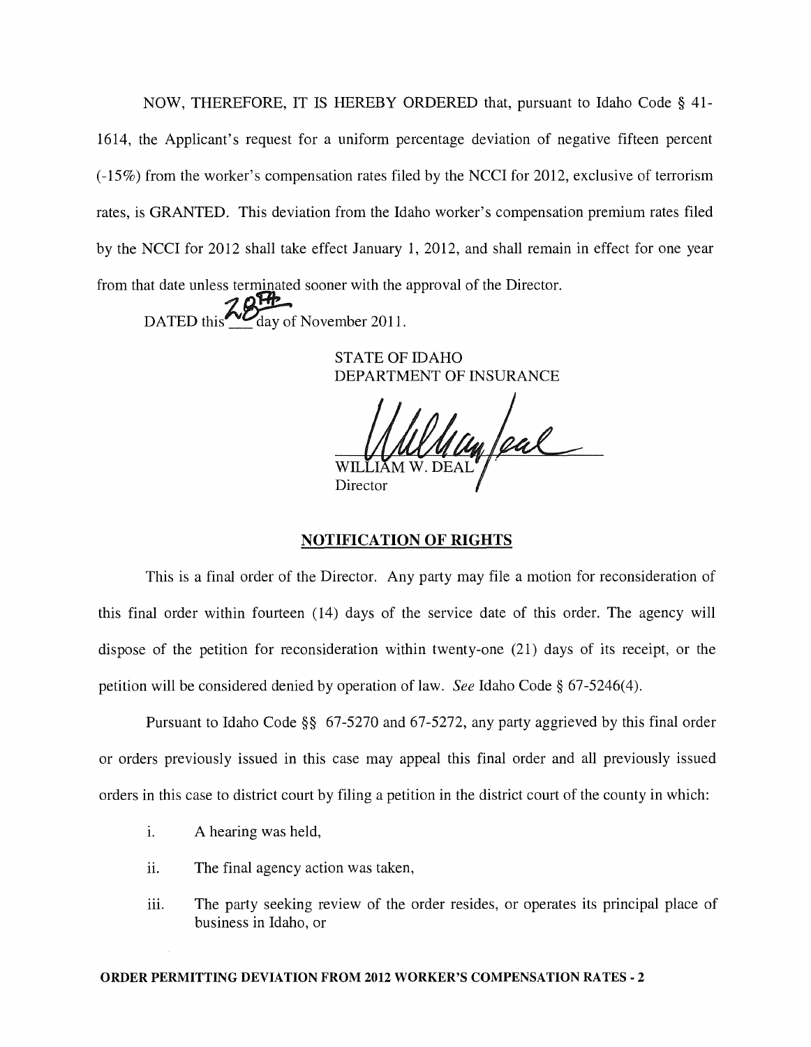NOW, THEREFORE, IT IS HEREBY ORDERED that, pursuant to Idaho Code § 41-1614, the Applicant's request for a uniform percentage deviation of negative fifteen percent (-15%) from the worker's compensation rates filed by the NCCI for 2012, exclusive of terrorism rates, is GRANTED. This deviation from the Idaho worker's compensation premium rates filed by the NCCI for 2012 shall take effect January 1, 2012, and shall remain in effect for one year from that date unless terminated sooner with the approval of the Director.

DATED this 28th day of November 2011.

STATE OF IDAHO
DEPARTMENT OF INSURANCE

WILLIAM W. DEAL
Director

## NOTIFICATION OF RIGHTS

This is a final order of the Director. Any party may file a motion for reconsideration of this final order within fourteen (14) days of the service date of this order. The agency will dispose of the petition for reconsideration within twenty-one (21) days of its receipt, or the petition will be considered denied by operation of law. *See* Idaho Code § 67-5246(4).

Pursuant to Idaho Code §§ 67-5270 and 67-5272, any party aggrieved by this final order or orders previously issued in this case may appeal this final order and all previously issued orders in this case to district court by filing a petition in the district court of the county in which:

i. A hearing was held,

ii. The final agency action was taken,

iii. The party seeking review of the order resides, or operates its principal place of business in Idaho, or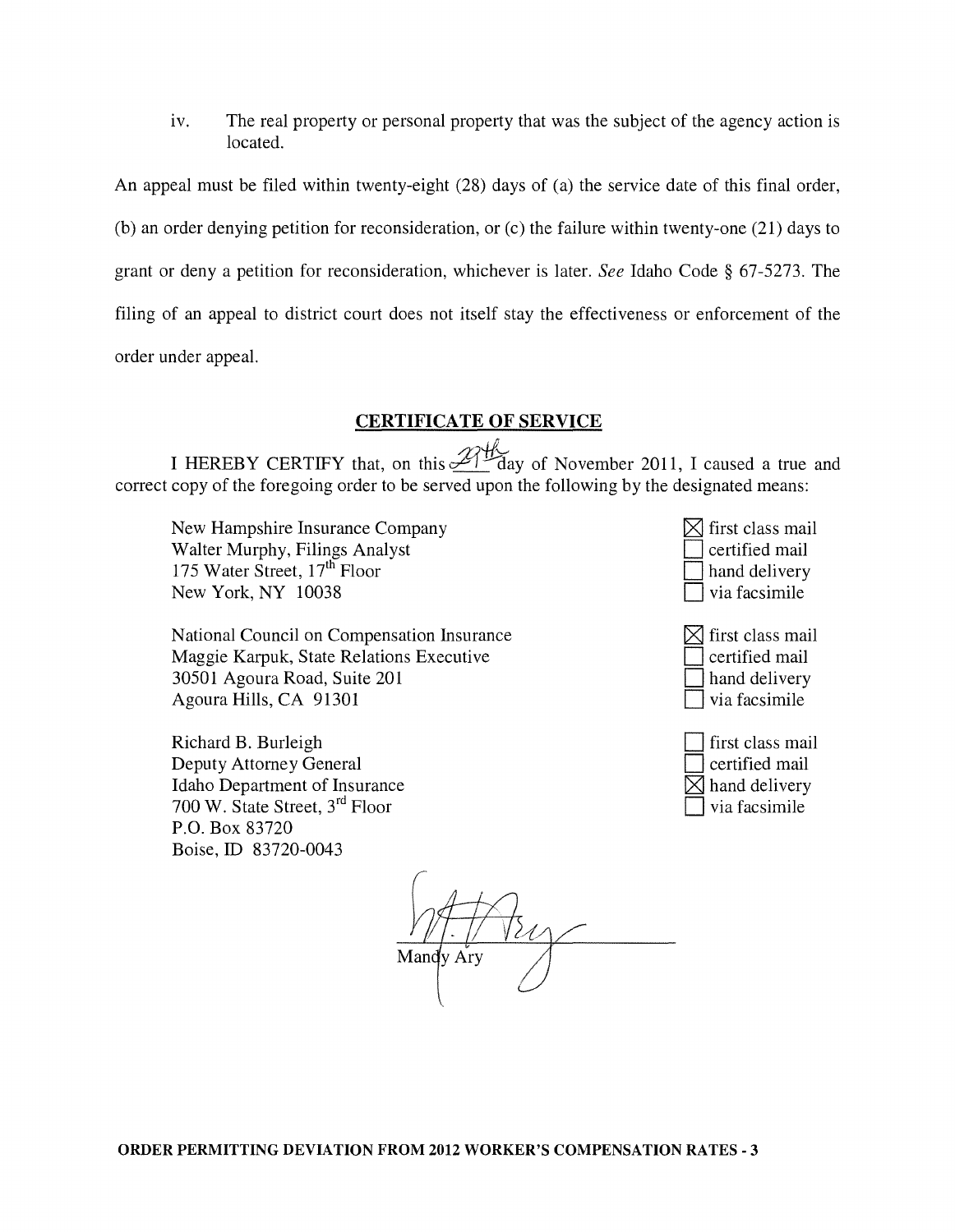iv. The real property or personal property that was the subject of the agency action is located.

An appeal must be filed within twenty-eight (28) days of (a) the service date of this final order, (b) an order denying petition for reconsideration, or (c) the failure within twenty-one (21) days to grant or deny a petition for reconsideration, whichever is later. *See* Idaho Code § 67-5273. The filing of an appeal to district court does not itself stay the effectiveness or enforcement of the order under appeal.

## CERTIFICATE OF SERVICE

I HEREBY CERTIFY that, on this 29th day of November 2011, I caused a true and correct copy of the foregoing order to be served upon the following by the designated means:

| | |
|---|---|
| New Hampshire Insurance Company<br>Walter Murphy, Filings Analyst<br>175 Water Street, 17th Floor<br>New York, NY 10038 | ☒ first class mail<br>☐ certified mail<br>☐ hand delivery<br>☐ via facsimile |
| National Council on Compensation Insurance<br>Maggie Karpuk, State Relations Executive<br>30501 Agoura Road, Suite 201<br>Agoura Hills, CA 91301 | ☒ first class mail<br>☐ certified mail<br>☐ hand delivery<br>☐ via facsimile |
| Richard B. Burleigh<br>Deputy Attorney General<br>Idaho Department of Insurance<br>700 W. State Street, 3rd Floor<br>P.O. Box 83720<br>Boise, ID 83720-0043 | ☐ first class mail<br>☐ certified mail<br>☒ hand delivery<br>☐ via facsimile |

Mandy Ary